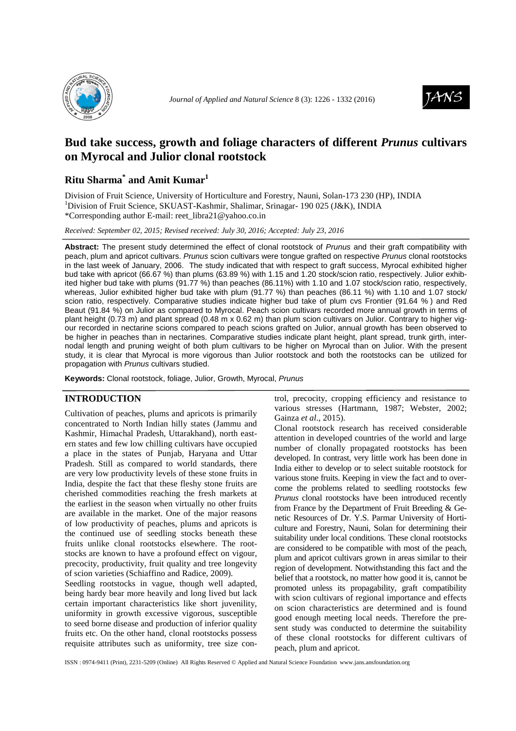# Bud take success, growth and foliage characters of different *Prunus* cultivars on Myrocal and Julior clonal rootstock

## Ritu Sharma* and Amit Kumar[1]

Division of Fruit Science, University of Horticulture and Forestry, Nauni, Solan-173 230 (HP), INDIA
[1]Division of Fruit Science, SKUAST-Kashmir, Shalimar, Srinagar- 190 025 (J&K), INDIA
*Corresponding author E-mail: reet_libra21@yahoo.co.in

*Received: September 02, 2015; Revised received: July 30, 2016; Accepted: July 23, 2016*

**Abstract:** The present study determined the effect of clonal rootstock of *Prunus* and their graft compatibility with peach, plum and apricot cultivars. *Prunus* scion cultivars were tongue grafted on respective *Prunus* clonal rootstocks in the last week of January, 2006. The study indicated that with respect to graft success, Myrocal exhibited higher bud take with apricot (66.67 %) than plums (63.89 %) with 1.15 and 1.20 stock/scion ratio, respectively. Julior exhibited higher bud take with plums (91.77 %) than peaches (86.11%) with 1.10 and 1.07 stock/scion ratio, respectively, whereas, Julior exhibited higher bud take with plum (91.77 %) than peaches (86.11 %) with 1.10 and 1.07 stock/ scion ratio, respectively. Comparative studies indicate higher bud take of plum cvs Frontier (91.64 % ) and Red Beaut (91.84 %) on Julior as compared to Myrocal. Peach scion cultivars recorded more annual growth in terms of plant height (0.73 m) and plant spread (0.48 m x 0.62 m) than plum scion cultivars on Julior. Contrary to higher vigour recorded in nectarine scions compared to peach scions grafted on Julior, annual growth has been observed to be higher in peaches than in nectarines. Comparative studies indicate plant height, plant spread, trunk girth, internodal length and pruning weight of both plum cultivars to be higher on Myrocal than on Julior. With the present study, it is clear that Myrocal is more vigorous than Julior rootstock and both the rootstocks can be utilized for propagation with *Prunus* cultivars studied.

**Keywords:** Clonal rootstock, foliage, Julior, Growth, Myrocal, *Prunus*

## INTRODUCTION

Cultivation of peaches, plums and apricots is primarily concentrated to North Indian hilly states (Jammu and Kashmir, Himachal Pradesh, Uttarakhand), north eastern states and few low chilling cultivars have occupied a place in the states of Punjab, Haryana and Uttar Pradesh. Still as compared to world standards, there are very low productivity levels of these stone fruits in India, despite the fact that these fleshy stone fruits are cherished commodities reaching the fresh markets at the earliest in the season when virtually no other fruits are available in the market. One of the major reasons of low productivity of peaches, plums and apricots is the continued use of seedling stocks beneath these fruits unlike clonal rootstocks elsewhere. The rootstocks are known to have a profound effect on vigour, precocity, productivity, fruit quality and tree longevity of scion varieties (Schiaffino and Radice, 2009).

Seedling rootstocks in vague, though well adapted, being hardy bear more heavily and long lived but lack certain important characteristics like short juvenility, uniformity in growth excessive vigorous, susceptible to seed borne disease and production of inferior quality fruits etc. On the other hand, clonal rootstocks possess requisite attributes such as uniformity, tree size control, precocity, cropping efficiency and resistance to various stresses (Hartmann, 1987; Webster, 2002; Gainza *et al*., 2015).

Clonal rootstock research has received considerable attention in developed countries of the world and large number of clonally propagated rootstocks has been developed. In contrast, very little work has been done in India either to develop or to select suitable rootstock for various stone fruits. Keeping in view the fact and to overcome the problems related to seedling rootstocks few *Prunus* clonal rootstocks have been introduced recently from France by the Department of Fruit Breeding & Genetic Resources of Dr. Y.S. Parmar University of Horticulture and Forestry, Nauni, Solan for determining their suitability under local conditions. These clonal rootstocks are considered to be compatible with most of the peach, plum and apricot cultivars grown in areas similar to their region of development. Notwithstanding this fact and the belief that a rootstock, no matter how good it is, cannot be promoted unless its propagability, graft compatibility with scion cultivars of regional importance and effects on scion characteristics are determined and is found good enough meeting local needs. Therefore the present study was conducted to determine the suitability of these clonal rootstocks for different cultivars of peach, plum and apricot.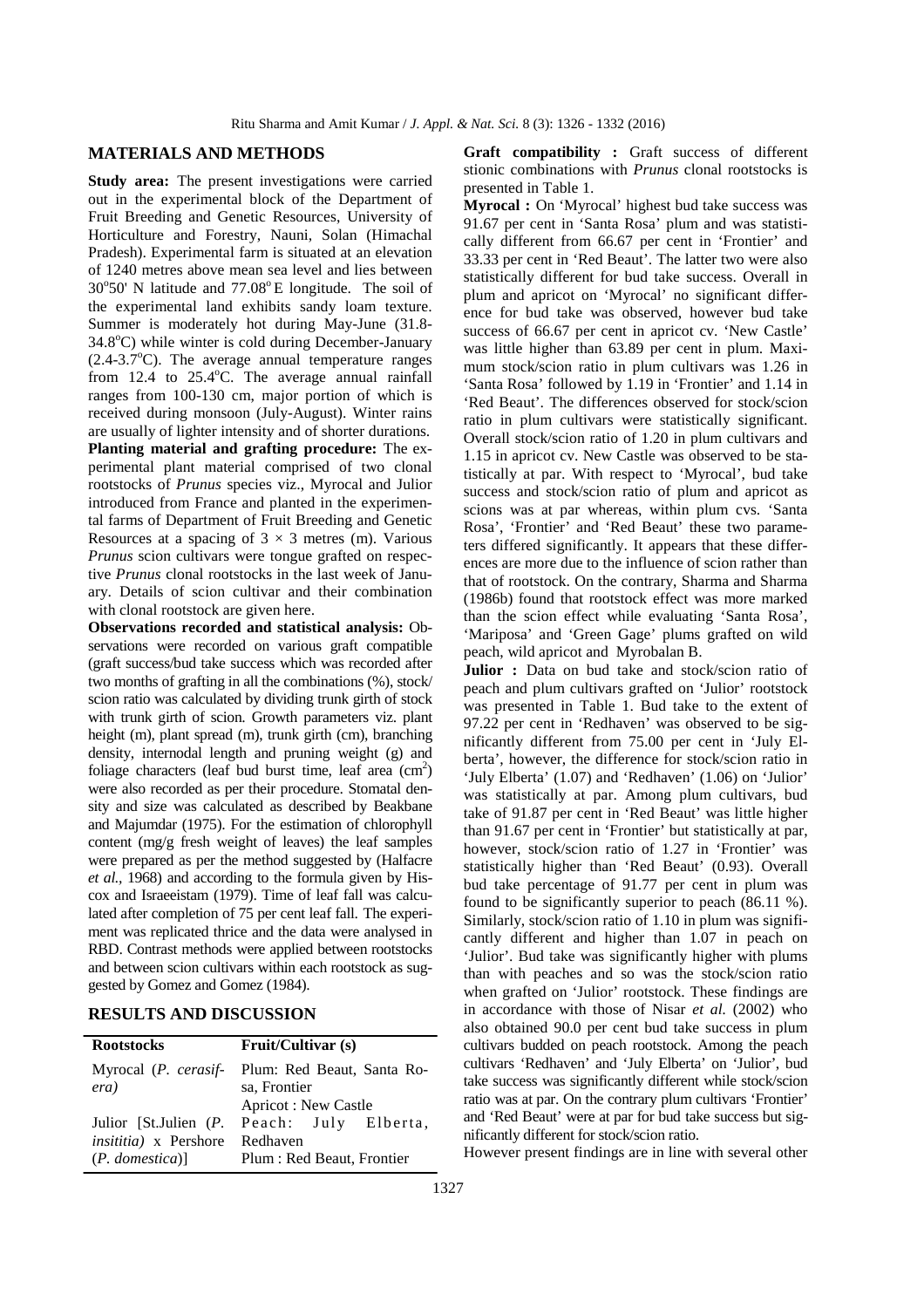## MATERIALS AND METHODS

**Study area:** The present investigations were carried out in the experimental block of the Department of Fruit Breeding and Genetic Resources, University of Horticulture and Forestry, Nauni, Solan (Himachal Pradesh). Experimental farm is situated at an elevation of 1240 metres above mean sea level and lies between $30^{o}50'$ N latitude and $77.08^{o}$ E longitude. The soil of the experimental land exhibits sandy loam texture. Summer is moderately hot during May-June (31.8-34.8$^{o}$C) while winter is cold during December-January (2.4-3.7$^{o}$C). The average annual temperature ranges from 12.4 to 25.4$^{o}$C. The average annual rainfall ranges from 100-130 cm, major portion of which is received during monsoon (July-August). Winter rains are usually of lighter intensity and of shorter durations.

**Planting material and grafting procedure:** The experimental plant material comprised of two clonal rootstocks of *Prunus* species viz., Myrocal and Julior introduced from France and planted in the experimental farms of Department of Fruit Breeding and Genetic Resources at a spacing of $3 \times 3$ metres (m). Various *Prunus* scion cultivars were tongue grafted on respective *Prunus* clonal rootstocks in the last week of January. Details of scion cultivar and their combination with clonal rootstock are given here.

**Observations recorded and statistical analysis:** Observations were recorded on various graft compatible (graft success/bud take success which was recorded after two months of grafting in all the combinations (%), stock/scion ratio was calculated by dividing trunk girth of stock with trunk girth of scion. Growth parameters viz. plant height (m), plant spread (m), trunk girth (cm), branching density, internodal length and pruning weight (g) and foliage characters (leaf bud burst time, leaf area (cm$^2$) were also recorded as per their procedure. Stomatal density and size was calculated as described by Beakbane and Majumdar (1975). For the estimation of chlorophyll content (mg/g fresh weight of leaves) the leaf samples were prepared as per the method suggested by (Halfacre *et al.,* 1968) and according to the formula given by Hiscox and Israeeistam (1979). Time of leaf fall was calculated after completion of 75 per cent leaf fall. The experiment was replicated thrice and the data were analysed in RBD. Contrast methods were applied between rootstocks and between scion cultivars within each rootstock as suggested by Gomez and Gomez (1984).

## RESULTS AND DISCUSSION

| Rootstocks | Fruit/Cultivar (s) |
|---|---|
| Myrocal (*P. cerasifera)* | Plum: Red Beaut, Santa Rosa, Frontier<br>Apricot : New Castle |
| Julior [St.Julien (*P. insititia)* x Pershore (*P. domestica*)] | Peach: July Elberta, Redhaven<br>Plum : Red Beaut, Frontier |

**Graft compatibility :** Graft success of different stionic combinations with *Prunus* clonal rootstocks is presented in Table 1.

**Myrocal :** On 'Myrocal' highest bud take success was 91.67 per cent in 'Santa Rosa' plum and was statistically different from 66.67 per cent in 'Frontier' and 33.33 per cent in 'Red Beaut'. The latter two were also statistically different for bud take success. Overall in plum and apricot on 'Myrocal' no significant difference for bud take was observed, however bud take success of 66.67 per cent in apricot cv. 'New Castle' was little higher than 63.89 per cent in plum. Maximum stock/scion ratio in plum cultivars was 1.26 in 'Santa Rosa' followed by 1.19 in 'Frontier' and 1.14 in 'Red Beaut'. The differences observed for stock/scion ratio in plum cultivars were statistically significant. Overall stock/scion ratio of 1.20 in plum cultivars and 1.15 in apricot cv. New Castle was observed to be statistically at par. With respect to 'Myrocal', bud take success and stock/scion ratio of plum and apricot as scions was at par whereas, within plum cvs. 'Santa Rosa', 'Frontier' and 'Red Beaut' these two parameters differed significantly. It appears that these differences are more due to the influence of scion rather than that of rootstock. On the contrary, Sharma and Sharma (1986b) found that rootstock effect was more marked than the scion effect while evaluating 'Santa Rosa', 'Mariposa' and 'Green Gage' plums grafted on wild peach, wild apricot and Myrobalan B.

**Julior :** Data on bud take and stock/scion ratio of peach and plum cultivars grafted on 'Julior' rootstock was presented in Table 1. Bud take to the extent of 97.22 per cent in 'Redhaven' was observed to be significantly different from 75.00 per cent in 'July Elberta', however, the difference for stock/scion ratio in 'July Elberta' (1.07) and 'Redhaven' (1.06) on 'Julior' was statistically at par. Among plum cultivars, bud take of 91.87 per cent in 'Red Beaut' was little higher than 91.67 per cent in 'Frontier' but statistically at par, however, stock/scion ratio of 1.27 in 'Frontier' was statistically higher than 'Red Beaut' (0.93). Overall bud take percentage of 91.77 per cent in plum was found to be significantly superior to peach (86.11 %). Similarly, stock/scion ratio of 1.10 in plum was significantly different and higher than 1.07 in peach on 'Julior'. Bud take was significantly higher with plums than with peaches and so was the stock/scion ratio when grafted on 'Julior' rootstock. These findings are in accordance with those of Nisar *et al.* (2002) who also obtained 90.0 per cent bud take success in plum cultivars budded on peach rootstock. Among the peach cultivars 'Redhaven' and 'July Elberta' on 'Julior', bud take success was significantly different while stock/scion ratio was at par. On the contrary plum cultivars 'Frontier' and 'Red Beaut' were at par for bud take success but significantly different for stock/scion ratio.

However present findings are in line with several other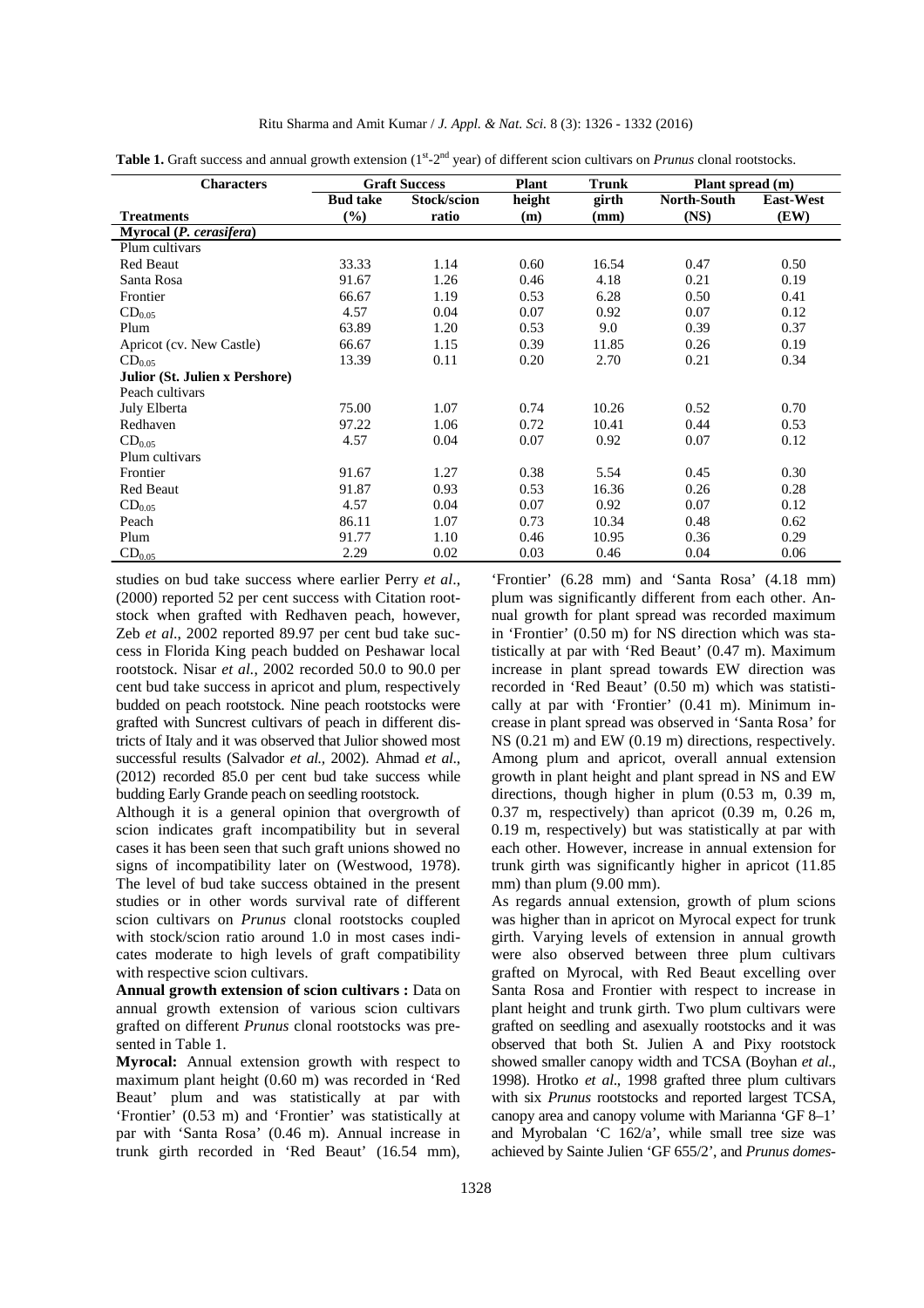**Table 1.** Graft success and annual growth extension (1[st]-2[nd] year) of different scion cultivars on *Prunus* clonal rootstocks.

| Characters | Graft Success | | Plant | Trunk | Plant spread (m) | |
|---|---|---|---|---|---|---|
| | Bud take | Stock/scion | height | girth | North-South | East-West |
| **Treatments** | **(%)** | **ratio** | **(m)** | **(mm)** | **(NS)** | **(EW)** |
| **Myrocal (*P. cerasifera*)** | | | | | | |
| Plum cultivars | | | | | | |
| Red Beaut | 33.33 | 1.14 | 0.60 | 16.54 | 0.47 | 0.50 |
| Santa Rosa | 91.67 | 1.26 | 0.46 | 4.18 | 0.21 | 0.19 |
| Frontier | 66.67 | 1.19 | 0.53 | 6.28 | 0.50 | 0.41 |
| $CD_{0.05}$ | 4.57 | 0.04 | 0.07 | 0.92 | 0.07 | 0.12 |
| Plum | 63.89 | 1.20 | 0.53 | 9.0 | 0.39 | 0.37 |
| Apricot (cv. New Castle) | 66.67 | 1.15 | 0.39 | 11.85 | 0.26 | 0.19 |
| $CD_{0.05}$ | 13.39 | 0.11 | 0.20 | 2.70 | 0.21 | 0.34 |
| **Julior (St. Julien x Pershore)** | | | | | | |
| Peach cultivars | | | | | | |
| July Elberta | 75.00 | 1.07 | 0.74 | 10.26 | 0.52 | 0.70 |
| Redhaven | 97.22 | 1.06 | 0.72 | 10.41 | 0.44 | 0.53 |
| $CD_{0.05}$ | 4.57 | 0.04 | 0.07 | 0.92 | 0.07 | 0.12 |
| Plum cultivars | | | | | | |
| Frontier | 91.67 | 1.27 | 0.38 | 5.54 | 0.45 | 0.30 |
| Red Beaut | 91.87 | 0.93 | 0.53 | 16.36 | 0.26 | 0.28 |
| $CD_{0.05}$ | 4.57 | 0.04 | 0.07 | 0.92 | 0.07 | 0.12 |
| Peach | 86.11 | 1.07 | 0.73 | 10.34 | 0.48 | 0.62 |
| Plum | 91.77 | 1.10 | 0.46 | 10.95 | 0.36 | 0.29 |
| $CD_{0.05}$ | 2.29 | 0.02 | 0.03 | 0.46 | 0.04 | 0.06 |

studies on bud take success where earlier Perry *et al*., (2000) reported 52 per cent success with Citation rootstock when grafted with Redhaven peach, however, Zeb *et al*., 2002 reported 89.97 per cent bud take success in Florida King peach budded on Peshawar local rootstock. Nisar *et al.*, 2002 recorded 50.0 to 90.0 per cent bud take success in apricot and plum, respectively budded on peach rootstock. Nine peach rootstocks were grafted with Suncrest cultivars of peach in different districts of Italy and it was observed that Julior showed most successful results (Salvador *et al.,* 2002). Ahmad *et al*., (2012) recorded 85.0 per cent bud take success while budding Early Grande peach on seedling rootstock.

Although it is a general opinion that overgrowth of scion indicates graft incompatibility but in several cases it has been seen that such graft unions showed no signs of incompatibility later on (Westwood, 1978). The level of bud take success obtained in the present studies or in other words survival rate of different scion cultivars on *Prunus* clonal rootstocks coupled with stock/scion ratio around 1.0 in most cases indicates moderate to high levels of graft compatibility with respective scion cultivars.

**Annual growth extension of scion cultivars :** Data on annual growth extension of various scion cultivars grafted on different *Prunus* clonal rootstocks was presented in Table 1.

**Myrocal:** Annual extension growth with respect to maximum plant height (0.60 m) was recorded in 'Red Beaut' plum and was statistically at par with 'Frontier' (0.53 m) and 'Frontier' was statistically at par with 'Santa Rosa' (0.46 m). Annual increase in trunk girth recorded in 'Red Beaut' (16.54 mm), 'Frontier' (6.28 mm) and 'Santa Rosa' (4.18 mm) plum was significantly different from each other. Annual growth for plant spread was recorded maximum in 'Frontier' (0.50 m) for NS direction which was statistically at par with 'Red Beaut' (0.47 m). Maximum increase in plant spread towards EW direction was recorded in 'Red Beaut' (0.50 m) which was statistically at par with 'Frontier' (0.41 m). Minimum increase in plant spread was observed in 'Santa Rosa' for NS (0.21 m) and EW (0.19 m) directions, respectively. Among plum and apricot, overall annual extension growth in plant height and plant spread in NS and EW directions, though higher in plum (0.53 m, 0.39 m, 0.37 m, respectively) than apricot (0.39 m, 0.26 m, 0.19 m, respectively) but was statistically at par with each other. However, increase in annual extension for trunk girth was significantly higher in apricot (11.85 mm) than plum (9.00 mm).

As regards annual extension, growth of plum scions was higher than in apricot on Myrocal expect for trunk girth. Varying levels of extension in annual growth were also observed between three plum cultivars grafted on Myrocal, with Red Beaut excelling over Santa Rosa and Frontier with respect to increase in plant height and trunk girth. Two plum cultivars were grafted on seedling and asexually rootstocks and it was observed that both St. Julien A and Pixy rootstock showed smaller canopy width and TCSA (Boyhan *et al*., 1998). Hrotko *et al*., 1998 grafted three plum cultivars with six *Prunus* rootstocks and reported largest TCSA, canopy area and canopy volume with Marianna 'GF 8–1' and Myrobalan 'C 162/a', while small tree size was achieved by Sainte Julien 'GF 655/2', and *Prunus domes-*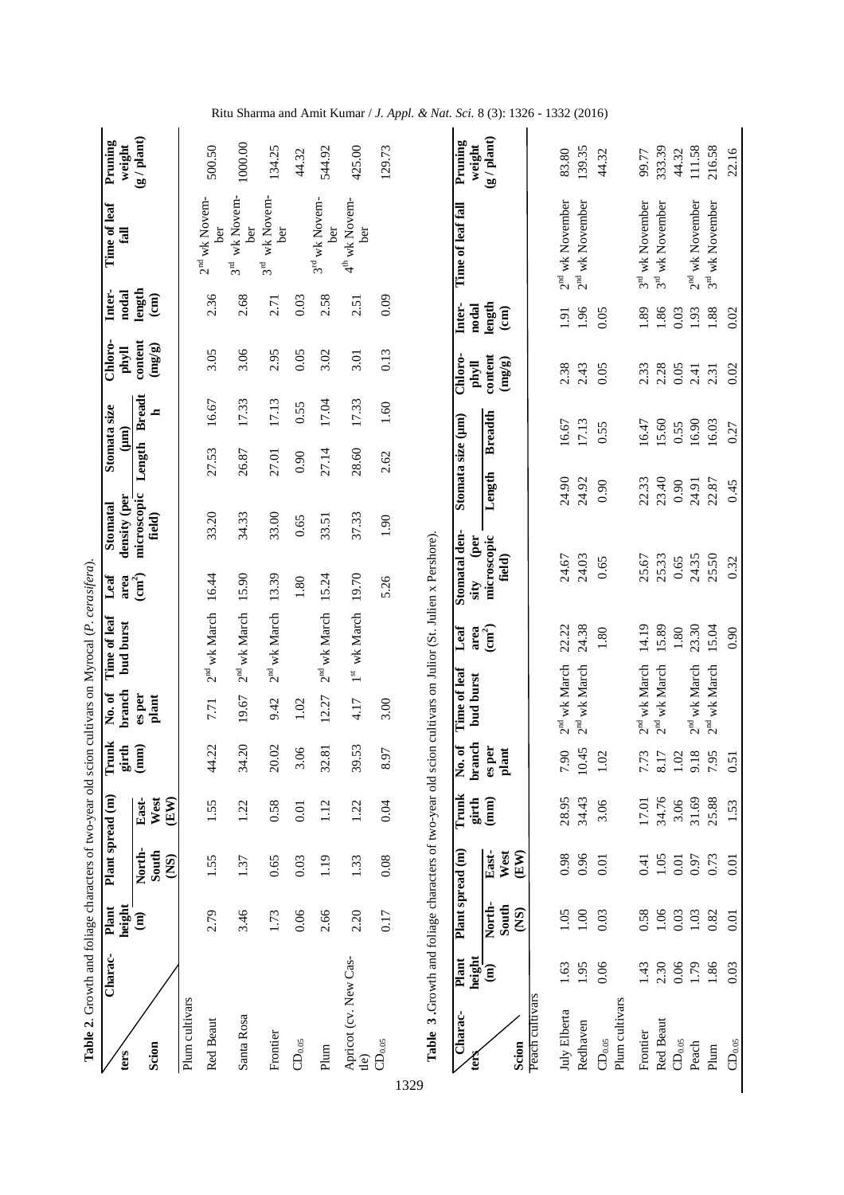**Table 2**. Growth and foliage characters of two-year old scion cultivars on Myrocal (*P. cerasifera*).

| Characters / Scion | Plant height (m) | Plant spread (m) North-South (NS) | Plant spread (m) East-West (EW) | Trunk girth (mm) | No. of branches per plant | Time of leaf bud burst | Leaf area ($cm^2$) | Stomatal density (per microscopic field) | Stomata size (μm) Length | Stomata size (μm) Breadth | Chlorophyll content (mg/g) | Inter-nodal length (cm) | Time of leaf fall | Pruning weight (g / plant) |
|---|---|---|---|---|---|---|---|---|---|---|---|---|---|---|
| Plum cultivars | | | | | | | | | | | | | | |
| Red Beaut | 2.79 | 1.55 | 1.55 | 44.22 | 7.71 | 2nd wk March | 16.44 | 33.20 | 27.53 | 16.67 | 3.05 | 2.36 | 2nd wk November | 500.50 |
| Santa Rosa | 3.46 | 1.37 | 1.22 | 34.20 | 19.67 | 2nd wk March | 15.90 | 34.33 | 26.87 | 17.33 | 3.06 | 2.68 | 3rd wk November | 1000.00 |
| Frontier | 1.73 | 0.65 | 0.58 | 20.02 | 9.42 | 2nd wk March | 13.39 | 33.00 | 27.01 | 17.13 | 2.95 | 2.71 | 3rd wk November | 134.25 |
| $CD_{0.05}$ | 0.06 | 0.03 | 0.01 | 3.06 | 1.02 | | 1.80 | 0.65 | 0.90 | 0.55 | 0.05 | 0.03 | | 44.32 |
| Plum | 2.66 | 1.19 | 1.12 | 32.81 | 12.27 | 2nd wk March | 15.24 | 33.51 | 27.14 | 17.04 | 3.02 | 2.58 | 3rd wk November | 544.92 |
| Apricot (cv. New Castle) | 2.20 | 1.33 | 1.22 | 39.53 | 4.17 | 1st wk March | 19.70 | 37.33 | 28.60 | 17.33 | 3.01 | 2.51 | 4th wk November | 425.00 |
| $CD_{0.05}$ | 0.17 | 0.08 | 0.04 | 8.97 | 3.00 | | 5.26 | 1.90 | 2.62 | 1.60 | 0.13 | 0.09 | | 129.73 |

**Table 3**. Growth and foliage characters of two-year old scion cultivars on Julior (St. Julien x Pershore).

| Characters / Scion | Plant height (m) | Plant spread (m) North-South (NS) | Plant spread (m) East-West (EW) | Trunk girth (mm) | No. of branches per plant | Time of leaf bud burst | Leaf area ($cm^2$) | Stomatal density (per microscopic field) | Stomata size (μm) Length | Stomata size (μm) Breadth | Chlorophyll content (mg/g) | Inter-nodal length (cm) | Time of leaf fall | Pruning weight (g / plant) |
|---|---|---|---|---|---|---|---|---|---|---|---|---|---|---|
| Peach cultivars | | | | | | | | | | | | | | |
| July Elberta | 1.63 | 1.05 | 0.98 | 28.95 | 7.90 | 2nd wk March | 22.22 | 24.67 | 24.90 | 16.67 | 2.38 | 1.91 | 2nd wk November | 83.80 |
| Redhaven | 1.95 | 1.00 | 0.96 | 34.43 | 10.45 | 2nd wk March | 24.38 | 24.03 | 24.92 | 17.13 | 2.43 | 1.96 | 2nd wk November | 139.35 |
| $CD_{0.05}$ | 0.06 | 0.03 | 0.01 | 3.06 | 1.02 | | 1.80 | 0.65 | 0.90 | 0.55 | 0.05 | 0.05 | | 44.32 |
| Plum cultivars | | | | | | | | | | | | | | |
| Frontier | 1.43 | 0.58 | 0.41 | 17.01 | 7.73 | 2nd wk March | 14.19 | 25.67 | 22.33 | 16.47 | 2.33 | 1.89 | 3rd wk November | 99.77 |
| Red Beaut | 2.30 | 1.06 | 1.05 | 34.76 | 8.17 | 2nd wk March | 15.89 | 25.33 | 23.40 | 15.60 | 2.28 | 1.86 | 3rd wk November | 333.39 |
| $CD_{0.05}$ | 0.06 | 0.03 | 0.01 | 3.06 | 1.02 | | 1.80 | 0.65 | 0.90 | 0.55 | 0.05 | 0.03 | | 44.32 |
| Peach | 1.79 | 1.03 | 0.97 | 31.69 | 9.18 | 2nd wk March | 23.30 | 24.35 | 24.91 | 16.90 | 2.41 | 1.93 | 2nd wk November | 111.58 |
| Plum | 1.86 | 0.82 | 0.73 | 25.88 | 7.95 | 2nd wk March | 15.04 | 25.50 | 22.87 | 16.03 | 2.31 | 1.88 | 3rd wk November | 216.58 |
| $CD_{0.05}$ | 0.03 | 0.01 | 0.01 | 1.53 | 0.51 | | 0.90 | 0.32 | 0.45 | 0.27 | 0.02 | 0.02 | | 22.16 |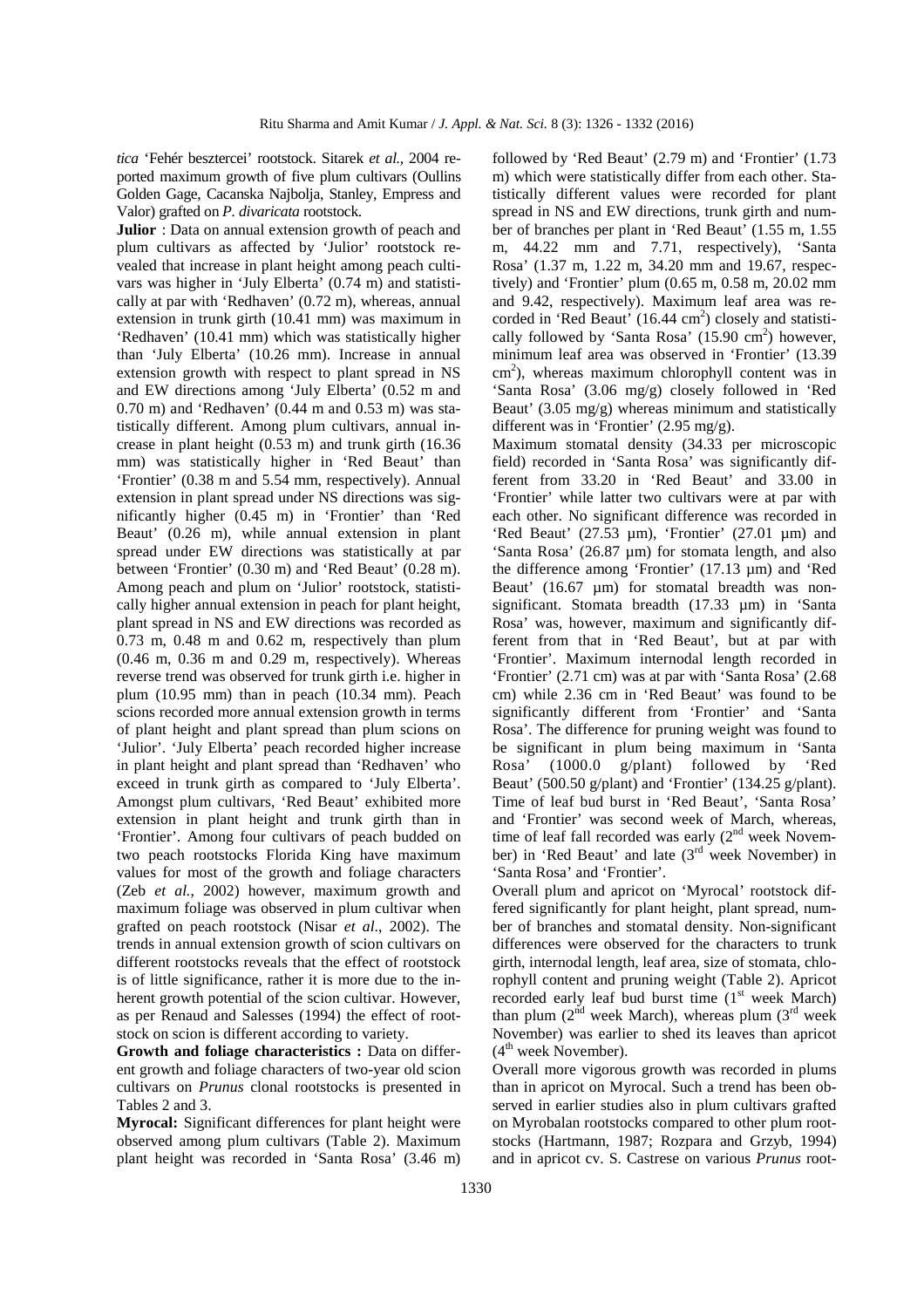*tica* 'Fehér besztercei' rootstock. Sitarek *et al.,* 2004 reported maximum growth of five plum cultivars (Oullins Golden Gage, Cacanska Najbolja, Stanley, Empress and Valor) grafted on *P. divaricata* rootstock.

**Julior** : Data on annual extension growth of peach and plum cultivars as affected by 'Julior' rootstock revealed that increase in plant height among peach cultivars was higher in 'July Elberta' (0.74 m) and statistically at par with 'Redhaven' (0.72 m), whereas, annual extension in trunk girth (10.41 mm) was maximum in 'Redhaven' (10.41 mm) which was statistically higher than 'July Elberta' (10.26 mm). Increase in annual extension growth with respect to plant spread in NS and EW directions among 'July Elberta' (0.52 m and 0.70 m) and 'Redhaven' (0.44 m and 0.53 m) was statistically different. Among plum cultivars, annual increase in plant height (0.53 m) and trunk girth (16.36 mm) was statistically higher in 'Red Beaut' than 'Frontier' (0.38 m and 5.54 mm, respectively). Annual extension in plant spread under NS directions was significantly higher (0.45 m) in 'Frontier' than 'Red Beaut' (0.26 m), while annual extension in plant spread under EW directions was statistically at par between 'Frontier' (0.30 m) and 'Red Beaut' (0.28 m). Among peach and plum on 'Julior' rootstock, statistically higher annual extension in peach for plant height, plant spread in NS and EW directions was recorded as 0.73 m, 0.48 m and 0.62 m, respectively than plum (0.46 m, 0.36 m and 0.29 m, respectively). Whereas reverse trend was observed for trunk girth i.e. higher in plum (10.95 mm) than in peach (10.34 mm). Peach scions recorded more annual extension growth in terms of plant height and plant spread than plum scions on 'Julior'. 'July Elberta' peach recorded higher increase in plant height and plant spread than 'Redhaven' who exceed in trunk girth as compared to 'July Elberta'. Amongst plum cultivars, 'Red Beaut' exhibited more extension in plant height and trunk girth than in 'Frontier'. Among four cultivars of peach budded on two peach rootstocks Florida King have maximum values for most of the growth and foliage characters (Zeb *et al.,* 2002) however, maximum growth and maximum foliage was observed in plum cultivar when grafted on peach rootstock (Nisar *et al*., 2002). The trends in annual extension growth of scion cultivars on different rootstocks reveals that the effect of rootstock is of little significance, rather it is more due to the inherent growth potential of the scion cultivar. However, as per Renaud and Salesses (1994) the effect of rootstock on scion is different according to variety.

**Growth and foliage characteristics :** Data on different growth and foliage characters of two-year old scion cultivars on *Prunus* clonal rootstocks is presented in Tables 2 and 3.

**Myrocal:** Significant differences for plant height were observed among plum cultivars (Table 2). Maximum plant height was recorded in 'Santa Rosa' (3.46 m) followed by 'Red Beaut' (2.79 m) and 'Frontier' (1.73 m) which were statistically differ from each other. Statistically different values were recorded for plant spread in NS and EW directions, trunk girth and number of branches per plant in 'Red Beaut' (1.55 m, 1.55 m, 44.22 mm and 7.71, respectively), 'Santa Rosa' (1.37 m, 1.22 m, 34.20 mm and 19.67, respectively) and 'Frontier' plum (0.65 m, 0.58 m, 20.02 mm and 9.42, respectively). Maximum leaf area was recorded in 'Red Beaut' (16.44 $cm^2$) closely and statistically followed by 'Santa Rosa' (15.90 $cm^2$) however, minimum leaf area was observed in 'Frontier' (13.39 $cm^2$), whereas maximum chlorophyll content was in 'Santa Rosa' (3.06 mg/g) closely followed in 'Red Beaut' (3.05 mg/g) whereas minimum and statistically different was in 'Frontier' (2.95 mg/g).

Maximum stomatal density (34.33 per microscopic field) recorded in 'Santa Rosa' was significantly different from 33.20 in 'Red Beaut' and 33.00 in 'Frontier' while latter two cultivars were at par with each other. No significant difference was recorded in 'Red Beaut' (27.53 µm), 'Frontier' (27.01 µm) and 'Santa Rosa' (26.87 µm) for stomata length, and also the difference among 'Frontier' (17.13 µm) and 'Red Beaut' (16.67 µm) for stomatal breadth was non-significant. Stomata breadth (17.33 µm) in 'Santa Rosa' was, however, maximum and significantly different from that in 'Red Beaut', but at par with 'Frontier'. Maximum internodal length recorded in 'Frontier' (2.71 cm) was at par with 'Santa Rosa' (2.68 cm) while 2.36 cm in 'Red Beaut' was found to be significantly different from 'Frontier' and 'Santa Rosa'. The difference for pruning weight was found to be significant in plum being maximum in 'Santa Rosa' (1000.0 g/plant) followed by 'Red Beaut' (500.50 g/plant) and 'Frontier' (134.25 g/plant). Time of leaf bud burst in 'Red Beaut', 'Santa Rosa' and 'Frontier' was second week of March, whereas, time of leaf fall recorded was early (2nd week November) in 'Red Beaut' and late (3rd week November) in 'Santa Rosa' and 'Frontier'.

Overall plum and apricot on 'Myrocal' rootstock differed significantly for plant height, plant spread, number of branches and stomatal density. Non-significant differences were observed for the characters to trunk girth, internodal length, leaf area, size of stomata, chlorophyll content and pruning weight (Table 2). Apricot recorded early leaf bud burst time (1st week March) than plum (2nd week March), whereas plum (3rd week November) was earlier to shed its leaves than apricot (4th week November).

Overall more vigorous growth was recorded in plums than in apricot on Myrocal. Such a trend has been observed in earlier studies also in plum cultivars grafted on Myrobalan rootstocks compared to other plum rootstocks (Hartmann, 1987; Rozpara and Grzyb, 1994) and in apricot cv. S. Castrese on various *Prunus* root-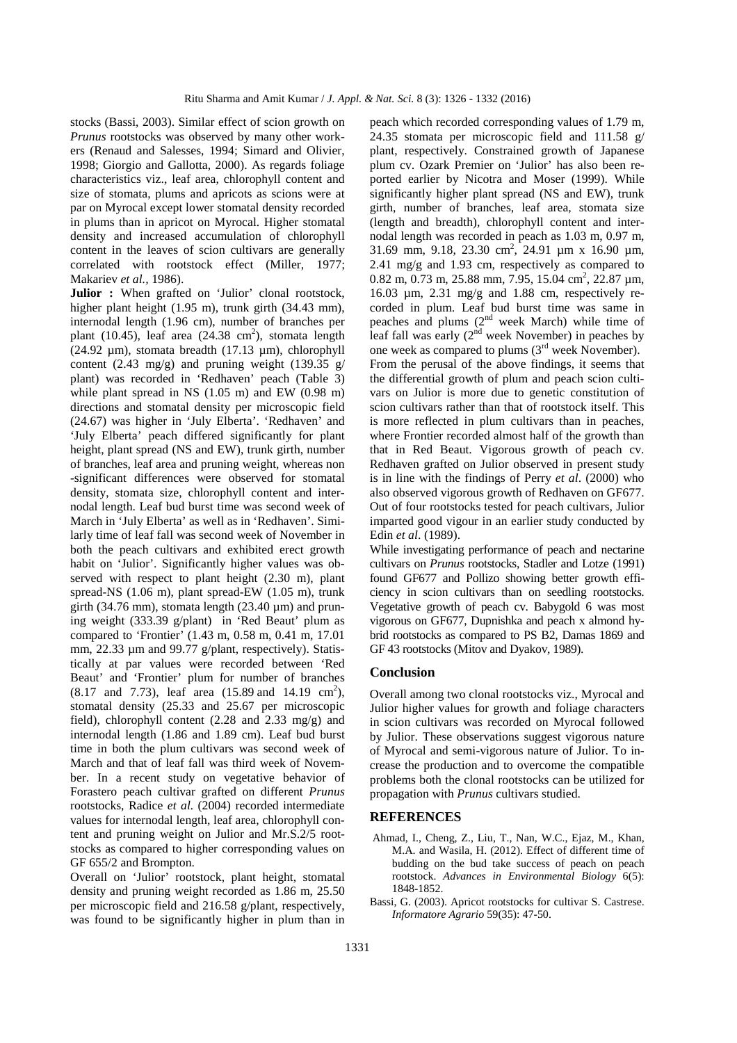stocks (Bassi, 2003). Similar effect of scion growth on *Prunus* rootstocks was observed by many other workers (Renaud and Salesses, 1994; Simard and Olivier, 1998; Giorgio and Gallotta, 2000). As regards foliage characteristics viz., leaf area, chlorophyll content and size of stomata, plums and apricots as scions were at par on Myrocal except lower stomatal density recorded in plums than in apricot on Myrocal. Higher stomatal density and increased accumulation of chlorophyll content in the leaves of scion cultivars are generally correlated with rootstock effect (Miller, 1977; Makariev *et al.*, 1986).

**Julior :** When grafted on 'Julior' clonal rootstock, higher plant height (1.95 m), trunk girth (34.43 mm), internodal length (1.96 cm), number of branches per plant (10.45), leaf area (24.38 cm$^2$), stomata length (24.92 µm), stomata breadth (17.13 µm), chlorophyll content (2.43 mg/g) and pruning weight (139.35 g/plant) was recorded in 'Redhaven' peach (Table 3) while plant spread in NS (1.05 m) and EW (0.98 m) directions and stomatal density per microscopic field (24.67) was higher in 'July Elberta'. 'Redhaven' and 'July Elberta' peach differed significantly for plant height, plant spread (NS and EW), trunk girth, number of branches, leaf area and pruning weight, whereas non-significant differences were observed for stomatal density, stomata size, chlorophyll content and internodal length. Leaf bud burst time was second week of March in 'July Elberta' as well as in 'Redhaven'. Similarly time of leaf fall was second week of November in both the peach cultivars and exhibited erect growth habit on 'Julior'. Significantly higher values was observed with respect to plant height (2.30 m), plant spread-NS (1.06 m), plant spread-EW (1.05 m), trunk girth (34.76 mm), stomata length (23.40 µm) and pruning weight (333.39 g/plant) in 'Red Beaut' plum as compared to 'Frontier' (1.43 m, 0.58 m, 0.41 m, 17.01 mm, 22.33 µm and 99.77 g/plant, respectively). Statistically at par values were recorded between 'Red Beaut' and 'Frontier' plum for number of branches (8.17 and 7.73), leaf area (15.89 and 14.19 cm$^2$), stomatal density (25.33 and 25.67 per microscopic field), chlorophyll content (2.28 and 2.33 mg/g) and internodal length (1.86 and 1.89 cm). Leaf bud burst time in both the plum cultivars was second week of March and that of leaf fall was third week of November. In a recent study on vegetative behavior of Forastero peach cultivar grafted on different *Prunus* rootstocks, Radice *et al.* (2004) recorded intermediate values for internodal length, leaf area, chlorophyll content and pruning weight on Julior and Mr.S.2/5 rootstocks as compared to higher corresponding values on GF 655/2 and Brompton.

Overall on 'Julior' rootstock, plant height, stomatal density and pruning weight recorded as 1.86 m, 25.50 per microscopic field and 216.58 g/plant, respectively, was found to be significantly higher in plum than in peach which recorded corresponding values of 1.79 m, 24.35 stomata per microscopic field and 111.58 g/plant, respectively. Constrained growth of Japanese plum cv. Ozark Premier on 'Julior' has also been reported earlier by Nicotra and Moser (1999). While significantly higher plant spread (NS and EW), trunk girth, number of branches, leaf area, stomata size (length and breadth), chlorophyll content and internodal length was recorded in peach as 1.03 m, 0.97 m, 31.69 mm, 9.18, 23.30 cm$^2$, 24.91 µm x 16.90 µm, 2.41 mg/g and 1.93 cm, respectively as compared to 0.82 m, 0.73 m, 25.88 mm, 7.95, 15.04 cm$^2$, 22.87 µm, 16.03 µm, 2.31 mg/g and 1.88 cm, respectively recorded in plum. Leaf bud burst time was same in peaches and plums (2$^{nd}$ week March) while time of leaf fall was early (2$^{nd}$ week November) in peaches by one week as compared to plums (3$^{rd}$ week November).

From the perusal of the above findings, it seems that the differential growth of plum and peach scion cultivars on Julior is more due to genetic constitution of scion cultivars rather than that of rootstock itself. This is more reflected in plum cultivars than in peaches, where Frontier recorded almost half of the growth than that in Red Beaut. Vigorous growth of peach cv. Redhaven grafted on Julior observed in present study is in line with the findings of Perry *et al*. (2000) who also observed vigorous growth of Redhaven on GF677. Out of four rootstocks tested for peach cultivars, Julior imparted good vigour in an earlier study conducted by Edin *et al*. (1989).

While investigating performance of peach and nectarine cultivars on *Prunus* rootstocks, Stadler and Lotze (1991) found GF677 and Pollizo showing better growth efficiency in scion cultivars than on seedling rootstocks. Vegetative growth of peach cv. Babygold 6 was most vigorous on GF677, Dupnishka and peach x almond hybrid rootstocks as compared to PS B2, Damas 1869 and GF 43 rootstocks (Mitov and Dyakov, 1989).

## Conclusion

Overall among two clonal rootstocks viz., Myrocal and Julior higher values for growth and foliage characters in scion cultivars was recorded on Myrocal followed by Julior. These observations suggest vigorous nature of Myrocal and semi-vigorous nature of Julior. To increase the production and to overcome the compatible problems both the clonal rootstocks can be utilized for propagation with *Prunus* cultivars studied.

## REFERENCES

Ahmad, I., Cheng, Z., Liu, T., Nan, W.C., Ejaz, M., Khan, M.A. and Wasila, H. (2012). Effect of different time of budding on the bud take success of peach on peach rootstock. *Advances in Environmental Biology* 6(5): 1848-1852.

Bassi, G. (2003). Apricot rootstocks for cultivar S. Castrese. *Informatore Agrario* 59(35): 47-50.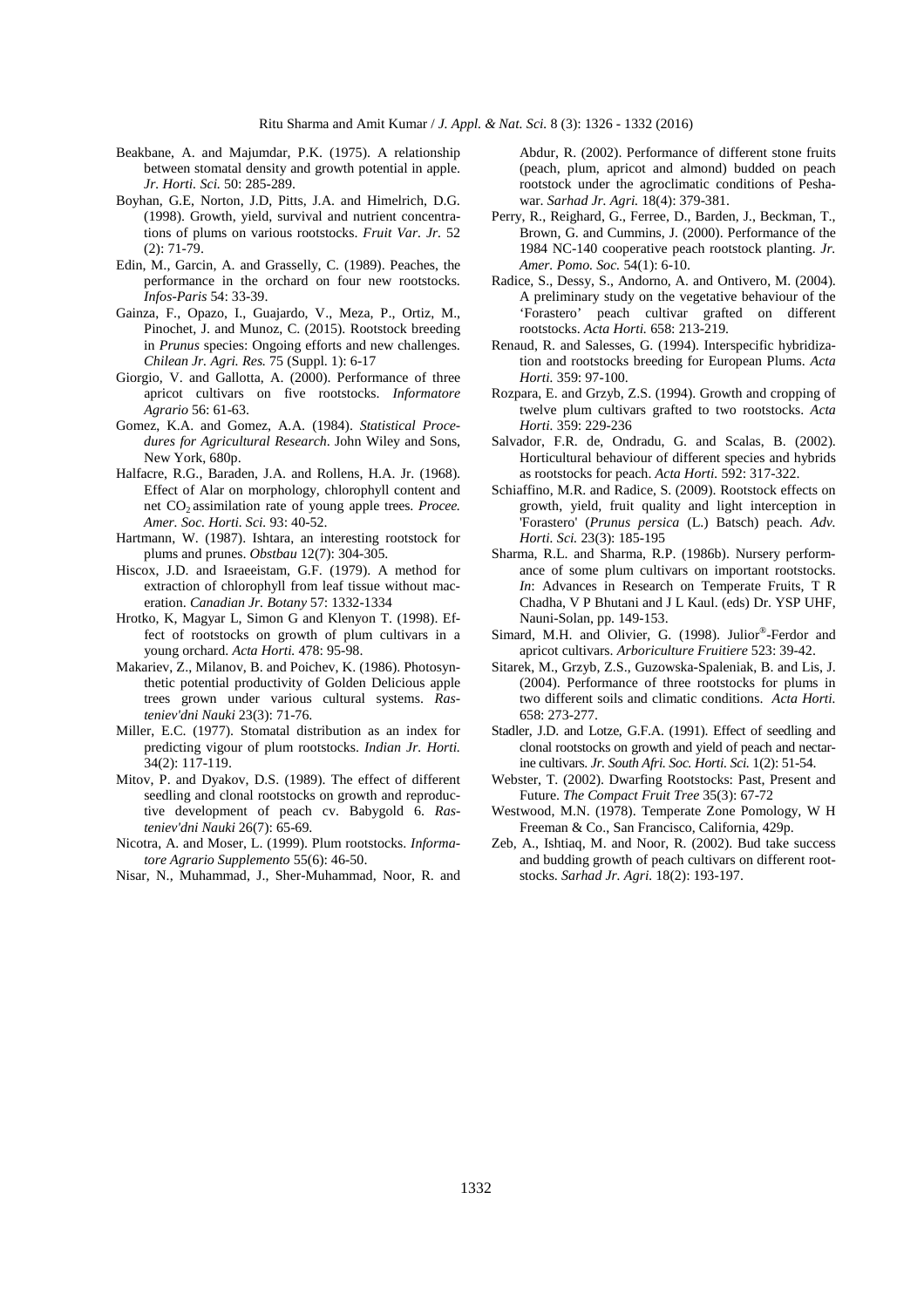Beakbane, A. and Majumdar, P.K. (1975). A relationship between stomatal density and growth potential in apple. *Jr. Horti. Sci.* 50: 285-289.

Boyhan, G.E, Norton, J.D, Pitts, J.A. and Himelrich, D.G. (1998). Growth, yield, survival and nutrient concentrations of plums on various rootstocks. *Fruit Var. Jr.* 52 (2): 71-79.

Edin, M., Garcin, A. and Grasselly, C. (1989). Peaches, the performance in the orchard on four new rootstocks. *Infos-Paris* 54: 33-39.

Gainza, F., Opazo, I., Guajardo, V., Meza, P., Ortiz, M., Pinochet, J. and Munoz, C. (2015). Rootstock breeding in *Prunus* species: Ongoing efforts and new challenges. *Chilean Jr. Agri. Res.* 75 (Suppl. 1): 6-17

Giorgio, V. and Gallotta, A. (2000). Performance of three apricot cultivars on five rootstocks. *Informatore Agrario* 56: 61-63.

Gomez, K.A. and Gomez, A.A. (1984). *Statistical Procedures for Agricultural Research*. John Wiley and Sons, New York, 680p.

Halfacre, R.G., Baraden, J.A. and Rollens, H.A. Jr. (1968). Effect of Alar on morphology, chlorophyll content and net $CO_2$ assimilation rate of young apple trees. *Procee. Amer. Soc. Horti. Sci.* 93: 40-52.

Hartmann, W. (1987). Ishtara, an interesting rootstock for plums and prunes. *Obstbau* 12(7): 304-305.

Hiscox, J.D. and Israeeistam, G.F. (1979). A method for extraction of chlorophyll from leaf tissue without maceration. *Canadian Jr. Botany* 57: 1332-1334

Hrotko, K, Magyar L, Simon G and Klenyon T. (1998). Effect of rootstocks on growth of plum cultivars in a young orchard. *Acta Horti.* 478: 95-98.

Makariev, Z., Milanov, B. and Poichev, K. (1986). Photosynthetic potential productivity of Golden Delicious apple trees grown under various cultural systems. *Rasteniev'dni Nauki* 23(3): 71-76.

Miller, E.C. (1977). Stomatal distribution as an index for predicting vigour of plum rootstocks. *Indian Jr. Horti.* 34(2): 117-119.

Mitov, P. and Dyakov, D.S. (1989). The effect of different seedling and clonal rootstocks on growth and reproductive development of peach cv. Babygold 6. *Rasteniev'dni Nauki* 26(7): 65-69.

Nicotra, A. and Moser, L. (1999). Plum rootstocks. *Informatore Agrario Supplemento* 55(6): 46-50.

Nisar, N., Muhammad, J., Sher-Muhammad, Noor, R. and Abdur, R. (2002). Performance of different stone fruits (peach, plum, apricot and almond) budded on peach rootstock under the agroclimatic conditions of Peshawar. *Sarhad Jr. Agri.* 18(4): 379-381.

Perry, R., Reighard, G., Ferree, D., Barden, J., Beckman, T., Brown, G. and Cummins, J. (2000). Performance of the 1984 NC-140 cooperative peach rootstock planting. *Jr. Amer. Pomo. Soc.* 54(1): 6-10.

Radice, S., Dessy, S., Andorno, A. and Ontivero, M. (2004). A preliminary study on the vegetative behaviour of the 'Forastero' peach cultivar grafted on different rootstocks. *Acta Horti.* 658: 213-219.

Renaud, R. and Salesses, G. (1994). Interspecific hybridization and rootstocks breeding for European Plums. *Acta Horti.* 359: 97-100.

Rozpara, E. and Grzyb, Z.S. (1994). Growth and cropping of twelve plum cultivars grafted to two rootstocks. *Acta Horti.* 359: 229-236

Salvador, F.R. de, Ondradu, G. and Scalas, B. (2002). Horticultural behaviour of different species and hybrids as rootstocks for peach. *Acta Horti.* 592: 317-322.

Schiaffino, M.R. and Radice, S. (2009). Rootstock effects on growth, yield, fruit quality and light interception in 'Forastero' (*Prunus persica* (L.) Batsch) peach. *Adv. Horti. Sci.* 23(3): 185-195

Sharma, R.L. and Sharma, R.P. (1986b). Nursery performance of some plum cultivars on important rootstocks. *In*: Advances in Research on Temperate Fruits, T R Chadha, V P Bhutani and J L Kaul. (eds) Dr. YSP UHF, Nauni-Solan, pp. 149-153.

Simard, M.H. and Olivier, G. (1998). Julior®-Ferdor and apricot cultivars. *Arboriculture Fruitiere* 523: 39-42.

Sitarek, M., Grzyb, Z.S., Guzowska-Spaleniak, B. and Lis, J. (2004). Performance of three rootstocks for plums in two different soils and climatic conditions. *Acta Horti.* 658: 273-277.

Stadler, J.D. and Lotze, G.F.A. (1991). Effect of seedling and clonal rootstocks on growth and yield of peach and nectarine cultivars. *Jr. South Afri. Soc. Horti. Sci.* 1(2): 51-54.

Webster, T. (2002). Dwarfing Rootstocks: Past, Present and Future. *The Compact Fruit Tree* 35(3): 67-72

Westwood, M.N. (1978). Temperate Zone Pomology, W H Freeman & Co., San Francisco, California, 429p.

Zeb, A., Ishtiaq, M. and Noor, R. (2002). Bud take success and budding growth of peach cultivars on different rootstocks. *Sarhad Jr. Agri.* 18(2): 193-197.